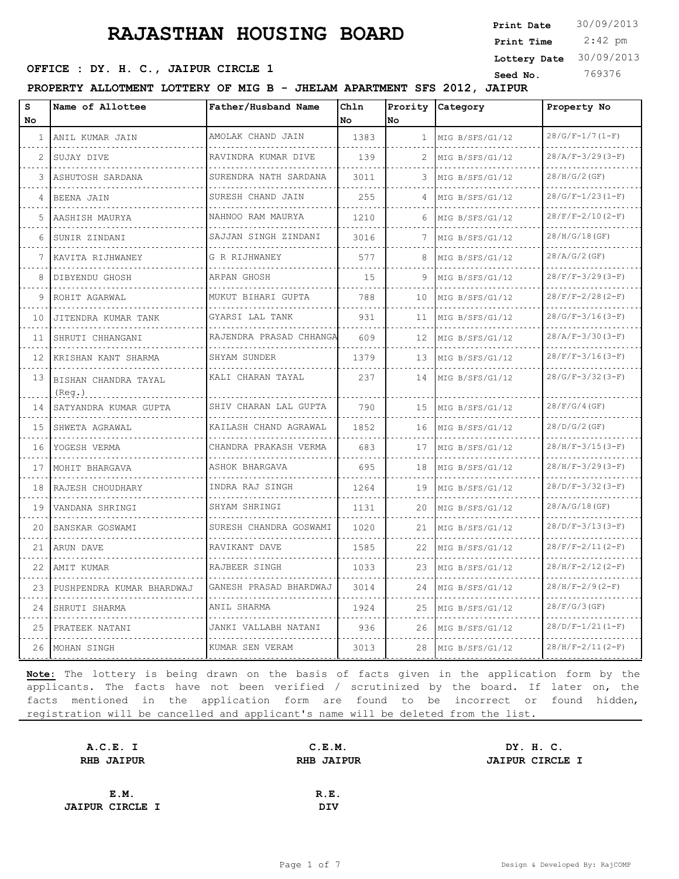# RAJASTHAN HOUSING BOARD

**Print Date** 30/09/2013
**Print Time** 2:42 pm
**Lottery Date** 30/09/2013
**Seed No.** 769376

**OFFICE : DY. H. C., JAIPUR CIRCLE 1**

**PROPERTY ALLOTMENT LOTTERY OF MIG B - JHELAM APARTMENT SFS 2012, JAIPUR**

| S No | Name of Allottee | Father/Husband Name | Chln No | Prority No | Category | Property No |
|---|---|---|---|---|---|---|
| 1 | ANIL KUMAR JAIN | AMOLAK CHAND JAIN | 1383 | 1 | MIG B/SFS/G1/12 | 28/G/F-1/7(1-F) |
| 2 | SUJAY DIVE | RAVINDRA KUMAR DIVE | 139 | 2 | MIG B/SFS/G1/12 | 28/A/F-3/29(3-F) |
| 3 | ASHUTOSH SARDANA | SURENDRA NATH SARDANA | 3011 | 3 | MIG B/SFS/G1/12 | 28/H/G/2(GF) |
| 4 | BEENA JAIN | SURESH CHAND JAIN | 255 | 4 | MIG B/SFS/G1/12 | 28/G/F-1/23(1-F) |
| 5 | AASHISH MAURYA | NAHNOO RAM MAURYA | 1210 | 6 | MIG B/SFS/G1/12 | 28/F/F-2/10(2-F) |
| 6 | SUNIR ZINDANI | SAJJAN SINGH ZINDANI | 3016 | 7 | MIG B/SFS/G1/12 | 28/H/G/18(GF) |
| 7 | KAVITA RIJHWANEY | G R RIJHWANEY | 577 | 8 | MIG B/SFS/G1/12 | 28/A/G/2(GF) |
| 8 | DIBYENDU GHOSH | ARPAN GHOSH | 15 | 9 | MIG B/SFS/G1/12 | 28/F/F-3/29(3-F) |
| 9 | ROHIT AGARWAL | MUKUT BIHARI GUPTA | 788 | 10 | MIG B/SFS/G1/12 | 28/F/F-2/28(2-F) |
| 10 | JITENDRA KUMAR TANK | GYARSI LAL TANK | 931 | 11 | MIG B/SFS/G1/12 | 28/G/F-3/16(3-F) |
| 11 | SHRUTI CHHANGANI | RAJENDRA PRASAD CHHANGA | 609 | 12 | MIG B/SFS/G1/12 | 28/A/F-3/30(3-F) |
| 12 | KRISHAN KANT SHARMA | SHYAM SUNDER | 1379 | 13 | MIG B/SFS/G1/12 | 28/F/F-3/16(3-F) |
| 13 | BISHAN CHANDRA TAYAL (Reg.) | KALI CHARAN TAYAL | 237 | 14 | MIG B/SFS/G1/12 | 28/G/F-3/32(3-F) |
| 14 | SATYANDRA KUMAR GUPTA | SHIV CHARAN LAL GUPTA | 790 | 15 | MIG B/SFS/G1/12 | 28/F/G/4(GF) |
| 15 | SHWETA AGRAWAL | KAILASH CHAND AGRAWAL | 1852 | 16 | MIG B/SFS/G1/12 | 28/D/G/2(GF) |
| 16 | YOGESH VERMA | CHANDRA PRAKASH VERMA | 683 | 17 | MIG B/SFS/G1/12 | 28/H/F-3/15(3-F) |
| 17 | MOHIT BHARGAVA | ASHOK BHARGAVA | 695 | 18 | MIG B/SFS/G1/12 | 28/H/F-3/29(3-F) |
| 18 | RAJESH CHOUDHARY | INDRA RAJ SINGH | 1264 | 19 | MIG B/SFS/G1/12 | 28/D/F-3/32(3-F) |
| 19 | VANDANA SHRINGI | SHYAM SHRINGI | 1131 | 20 | MIG B/SFS/G1/12 | 28/A/G/18(GF) |
| 20 | SANSKAR GOSWAMI | SURESH CHANDRA GOSWAMI | 1020 | 21 | MIG B/SFS/G1/12 | 28/D/F-3/13(3-F) |
| 21 | ARUN DAVE | RAVIKANT DAVE | 1585 | 22 | MIG B/SFS/G1/12 | 28/F/F-2/11(2-F) |
| 22 | AMIT KUMAR | RAJBEER SINGH | 1033 | 23 | MIG B/SFS/G1/12 | 28/H/F-2/12(2-F) |
| 23 | PUSHPENDRA KUMAR BHARDWAJ | GANESH PRASAD BHARDWAJ | 3014 | 24 | MIG B/SFS/G1/12 | 28/H/F-2/9(2-F) |
| 24 | SHRUTI SHARMA | ANIL SHARMA | 1924 | 25 | MIG B/SFS/G1/12 | 28/F/G/3(GF) |
| 25 | PRATEEK NATANI | JANKI VALLABH NATANI | 936 | 26 | MIG B/SFS/G1/12 | 28/D/F-1/21(1-F) |
| 26 | MOHAN SINGH | KUMAR SEN VERAM | 3013 | 28 | MIG B/SFS/G1/12 | 28/H/F-2/11(2-F) |

**Note:** The lottery is being drawn on the basis of facts given in the application form by the applicants. The facts have not been verified / scrutinized by the board. If later on, the facts mentioned in the application form are found to be incorrect or found hidden, registration will be cancelled and applicant's name will be deleted from the list.

**A.C.E. I**
**RHB JAIPUR**

**C.E.M.**
**RHB JAIPUR**

**DY. H. C.**
**JAIPUR CIRCLE I**

**E.M.**
**JAIPUR CIRCLE I**

**R.E.**
**DIV**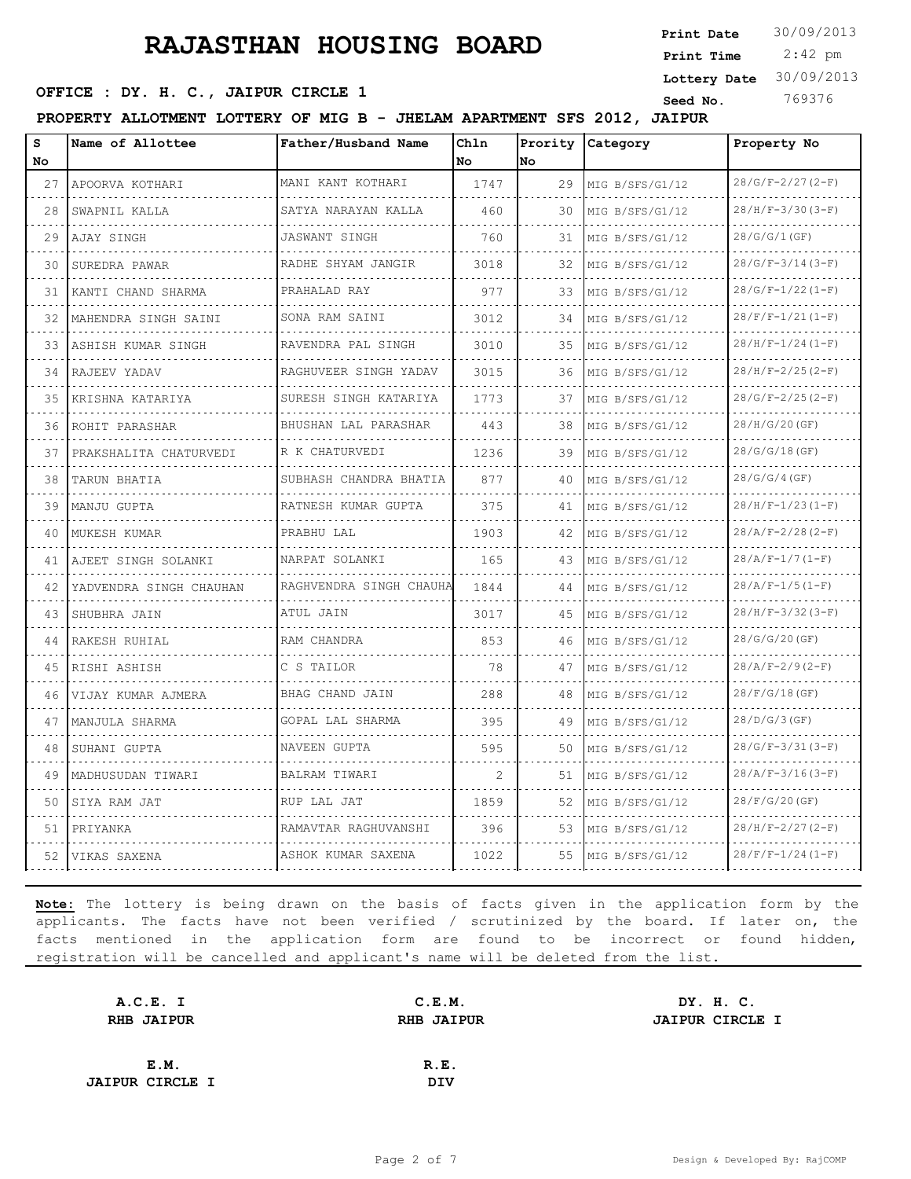# RAJASTHAN HOUSING BOARD

**Print Date** 30/09/2013
**Print Time** 2:42 pm
**Lottery Date** 30/09/2013
**Seed No.** 769376

**OFFICE : DY. H. C., JAIPUR CIRCLE 1**

**PROPERTY ALLOTMENT LOTTERY OF MIG B - JHELAM APARTMENT SFS 2012, JAIPUR**

| S No | Name of Allottee | Father/Husband Name | Chln No | Prority No | Category | Property No |
|---|---|---|---|---|---|---|
| 27 | APOORVA KOTHARI | MANI KANT KOTHARI | 1747 | 29 | MIG B/SFS/G1/12 | 28/G/F-2/27(2-F) |
| 28 | SWAPNIL KALLA | SATYA NARAYAN KALLA | 460 | 30 | MIG B/SFS/G1/12 | 28/H/F-3/30(3-F) |
| 29 | AJAY SINGH | JASWANT SINGH | 760 | 31 | MIG B/SFS/G1/12 | 28/G/G/1(GF) |
| 30 | SUREDRA PAWAR | RADHE SHYAM JANGIR | 3018 | 32 | MIG B/SFS/G1/12 | 28/G/F-3/14(3-F) |
| 31 | KANTI CHAND SHARMA | PRAHALAD RAY | 977 | 33 | MIG B/SFS/G1/12 | 28/G/F-1/22(1-F) |
| 32 | MAHENDRA SINGH SAINI | SONA RAM SAINI | 3012 | 34 | MIG B/SFS/G1/12 | 28/F/F-1/21(1-F) |
| 33 | ASHISH KUMAR SINGH | RAVENDRA PAL SINGH | 3010 | 35 | MIG B/SFS/G1/12 | 28/H/F-1/24(1-F) |
| 34 | RAJEEV YADAV | RAGHUVEER SINGH YADAV | 3015 | 36 | MIG B/SFS/G1/12 | 28/H/F-2/25(2-F) |
| 35 | KRISHNA KATARIYA | SURESH SINGH KATARIYA | 1773 | 37 | MIG B/SFS/G1/12 | 28/G/F-2/25(2-F) |
| 36 | ROHIT PARASHAR | BHUSHAN LAL PARASHAR | 443 | 38 | MIG B/SFS/G1/12 | 28/H/G/20(GF) |
| 37 | PRAKSHALITA CHATURVEDI | R K CHATURVEDI | 1236 | 39 | MIG B/SFS/G1/12 | 28/G/G/18(GF) |
| 38 | TARUN BHATIA | SUBHASH CHANDRA BHATIA | 877 | 40 | MIG B/SFS/G1/12 | 28/G/G/4(GF) |
| 39 | MANJU GUPTA | RATNESH KUMAR GUPTA | 375 | 41 | MIG B/SFS/G1/12 | 28/H/F-1/23(1-F) |
| 40 | MUKESH KUMAR | PRABHU LAL | 1903 | 42 | MIG B/SFS/G1/12 | 28/A/F-2/28(2-F) |
| 41 | AJEET SINGH SOLANKI | NARPAT SOLANKI | 165 | 43 | MIG B/SFS/G1/12 | 28/A/F-1/7(1-F) |
| 42 | YADVENDRA SINGH CHAUHAN | RAGHVENDRA SINGH CHAUHA | 1844 | 44 | MIG B/SFS/G1/12 | 28/A/F-1/5(1-F) |
| 43 | SHUBHRA JAIN | ATUL JAIN | 3017 | 45 | MIG B/SFS/G1/12 | 28/H/F-3/32(3-F) |
| 44 | RAKESH RUHIAL | RAM CHANDRA | 853 | 46 | MIG B/SFS/G1/12 | 28/G/G/20(GF) |
| 45 | RISHI ASHISH | C S TAILOR | 78 | 47 | MIG B/SFS/G1/12 | 28/A/F-2/9(2-F) |
| 46 | VIJAY KUMAR AJMERA | BHAG CHAND JAIN | 288 | 48 | MIG B/SFS/G1/12 | 28/F/G/18(GF) |
| 47 | MANJULA SHARMA | GOPAL LAL SHARMA | 395 | 49 | MIG B/SFS/G1/12 | 28/D/G/3(GF) |
| 48 | SUHANI GUPTA | NAVEEN GUPTA | 595 | 50 | MIG B/SFS/G1/12 | 28/G/F-3/31(3-F) |
| 49 | MADHUSUDAN TIWARI | BALRAM TIWARI | 2 | 51 | MIG B/SFS/G1/12 | 28/A/F-3/16(3-F) |
| 50 | SIYA RAM JAT | RUP LAL JAT | 1859 | 52 | MIG B/SFS/G1/12 | 28/F/G/20(GF) |
| 51 | PRIYANKA | RAMAVTAR RAGHUVANSHI | 396 | 53 | MIG B/SFS/G1/12 | 28/H/F-2/27(2-F) |
| 52 | VIKAS SAXENA | ASHOK KUMAR SAXENA | 1022 | 55 | MIG B/SFS/G1/12 | 28/F/F-1/24(1-F) |

**Note:** The lottery is being drawn on the basis of facts given in the application form by the applicants. The facts have not been verified / scrutinized by the board. If later on, the facts mentioned in the application form are found to be incorrect or found hidden, registration will be cancelled and applicant's name will be deleted from the list.

| | | |
|---|---|---|
| **A.C.E. I**<br>**RHB JAIPUR** | **C.E.M.**<br>**RHB JAIPUR** | **DY. H. C.**<br>**JAIPUR CIRCLE I** |
| **E.M.**<br>**JAIPUR CIRCLE I** | **R.E.**<br>**DIV** | |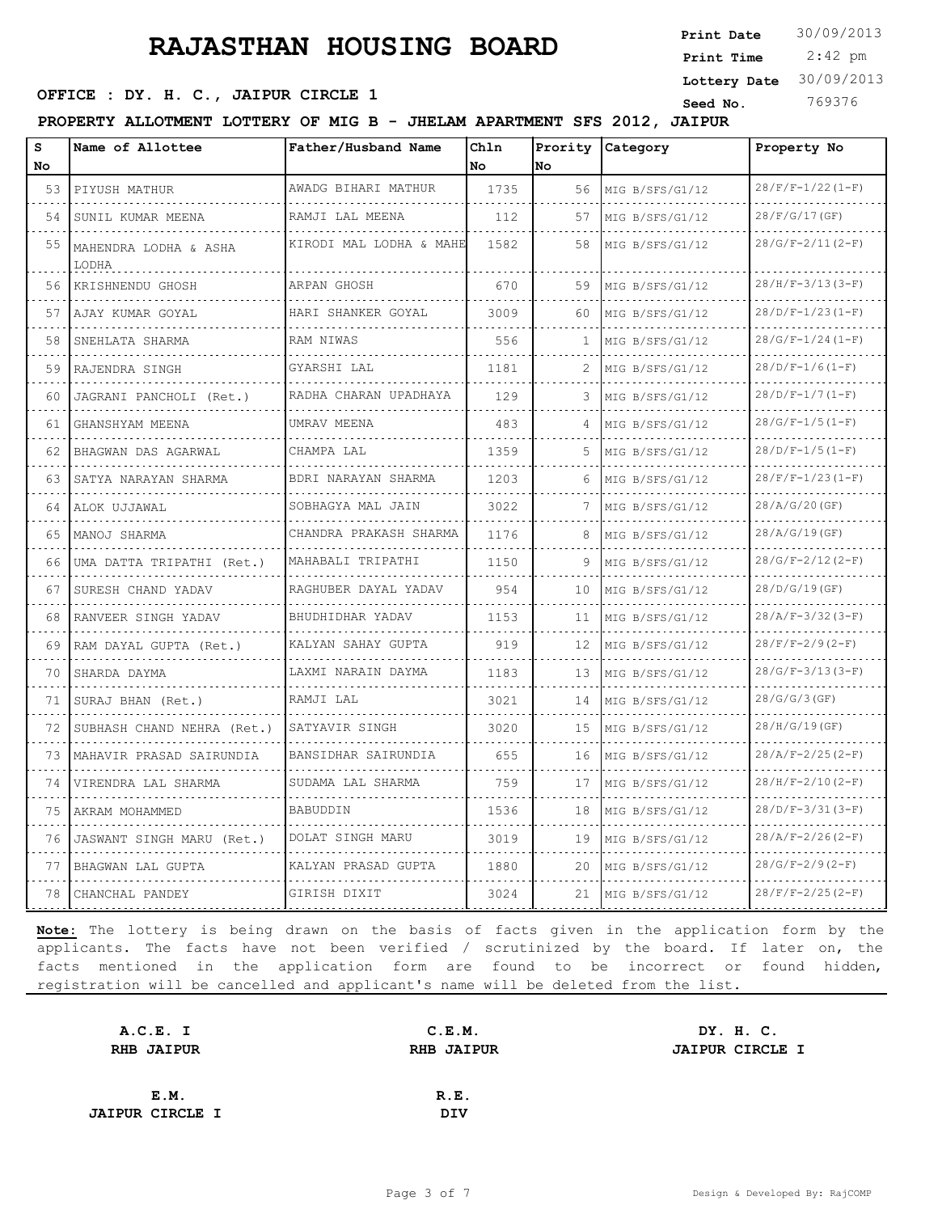# RAJASTHAN HOUSING BOARD

**Print Date** 30/09/2013
**Print Time** 2:42 pm
**Lottery Date** 30/09/2013
**Seed No.** 769376

**OFFICE : DY. H. C., JAIPUR CIRCLE 1**

**PROPERTY ALLOTMENT LOTTERY OF MIG B - JHELAM APARTMENT SFS 2012, JAIPUR**

| S No | Name of Allottee | Father/Husband Name | Chln No | Prority No | Category | Property No |
|---|---|---|---|---|---|---|
| 53 | PIYUSH MATHUR | AWADG BIHARI MATHUR | 1735 | 56 | MIG B/SFS/G1/12 | 28/F/F-1/22(1-F) |
| 54 | SUNIL KUMAR MEENA | RAMJI LAL MEENA | 112 | 57 | MIG B/SFS/G1/12 | 28/F/G/17(GF) |
| 55 | MAHENDRA LODHA & ASHA LODHA | KIRODI MAL LODHA & MAHE | 1582 | 58 | MIG B/SFS/G1/12 | 28/G/F-2/11(2-F) |
| 56 | KRISHNENDU GHOSH | ARPAN GHOSH | 670 | 59 | MIG B/SFS/G1/12 | 28/H/F-3/13(3-F) |
| 57 | AJAY KUMAR GOYAL | HARI SHANKER GOYAL | 3009 | 60 | MIG B/SFS/G1/12 | 28/D/F-1/23(1-F) |
| 58 | SNEHLATA SHARMA | RAM NIWAS | 556 | 1 | MIG B/SFS/G1/12 | 28/G/F-1/24(1-F) |
| 59 | RAJENDRA SINGH | GYARSHI LAL | 1181 | 2 | MIG B/SFS/G1/12 | 28/D/F-1/6(1-F) |
| 60 | JAGRANI PANCHOLI (Ret.) | RADHA CHARAN UPADHAYA | 129 | 3 | MIG B/SFS/G1/12 | 28/D/F-1/7(1-F) |
| 61 | GHANSHYAM MEENA | UMRAV MEENA | 483 | 4 | MIG B/SFS/G1/12 | 28/G/F-1/5(1-F) |
| 62 | BHAGWAN DAS AGARWAL | CHAMPA LAL | 1359 | 5 | MIG B/SFS/G1/12 | 28/D/F-1/5(1-F) |
| 63 | SATYA NARAYAN SHARMA | BDRI NARAYAN SHARMA | 1203 | 6 | MIG B/SFS/G1/12 | 28/F/F-1/23(1-F) |
| 64 | ALOK UJJAWAL | SOBHAGYA MAL JAIN | 3022 | 7 | MIG B/SFS/G1/12 | 28/A/G/20(GF) |
| 65 | MANOJ SHARMA | CHANDRA PRAKASH SHARMA | 1176 | 8 | MIG B/SFS/G1/12 | 28/A/G/19(GF) |
| 66 | UMA DATTA TRIPATHI (Ret.) | MAHABALI TRIPATHI | 1150 | 9 | MIG B/SFS/G1/12 | 28/G/F-2/12(2-F) |
| 67 | SURESH CHAND YADAV | RAGHUBER DAYAL YADAV | 954 | 10 | MIG B/SFS/G1/12 | 28/D/G/19(GF) |
| 68 | RANVEER SINGH YADAV | BHUDHIDHAR YADAV | 1153 | 11 | MIG B/SFS/G1/12 | 28/A/F-3/32(3-F) |
| 69 | RAM DAYAL GUPTA (Ret.) | KALYAN SAHAY GUPTA | 919 | 12 | MIG B/SFS/G1/12 | 28/F/F-2/9(2-F) |
| 70 | SHARDA DAYMA | LAXMI NARAIN DAYMA | 1183 | 13 | MIG B/SFS/G1/12 | 28/G/F-3/13(3-F) |
| 71 | SURAJ BHAN (Ret.) | RAMJI LAL | 3021 | 14 | MIG B/SFS/G1/12 | 28/G/G/3(GF) |
| 72 | SUBHASH CHAND NEHRA (Ret.) | SATYAVIR SINGH | 3020 | 15 | MIG B/SFS/G1/12 | 28/H/G/19(GF) |
| 73 | MAHAVIR PRASAD SAIRUNDIA | BANSIDHAR SAIRUNDIA | 655 | 16 | MIG B/SFS/G1/12 | 28/A/F-2/25(2-F) |
| 74 | VIRENDRA LAL SHARMA | SUDAMA LAL SHARMA | 759 | 17 | MIG B/SFS/G1/12 | 28/H/F-2/10(2-F) |
| 75 | AKRAM MOHAMMED | BABUDDIN | 1536 | 18 | MIG B/SFS/G1/12 | 28/D/F-3/31(3-F) |
| 76 | JASWANT SINGH MARU (Ret.) | DOLAT SINGH MARU | 3019 | 19 | MIG B/SFS/G1/12 | 28/A/F-2/26(2-F) |
| 77 | BHAGWAN LAL GUPTA | KALYAN PRASAD GUPTA | 1880 | 20 | MIG B/SFS/G1/12 | 28/G/F-2/9(2-F) |
| 78 | CHANCHAL PANDEY | GIRISH DIXIT | 3024 | 21 | MIG B/SFS/G1/12 | 28/F/F-2/25(2-F) |

**Note:** The lottery is being drawn on the basis of facts given in the application form by the applicants. The facts have not been verified / scrutinized by the board. If later on, the facts mentioned in the application form are found to be incorrect or found hidden, registration will be cancelled and applicant's name will be deleted from the list.

| **A.C.E. I** | **C.E.M.** | **DY. H. C.** |
|---|---|---|
| **RHB JAIPUR** | **RHB JAIPUR** | **JAIPUR CIRCLE I** |

| **E.M.** | **R.E.** |
|---|---|
| **JAIPUR CIRCLE I** | **DIV** |

Design & Developed By: RajCOMP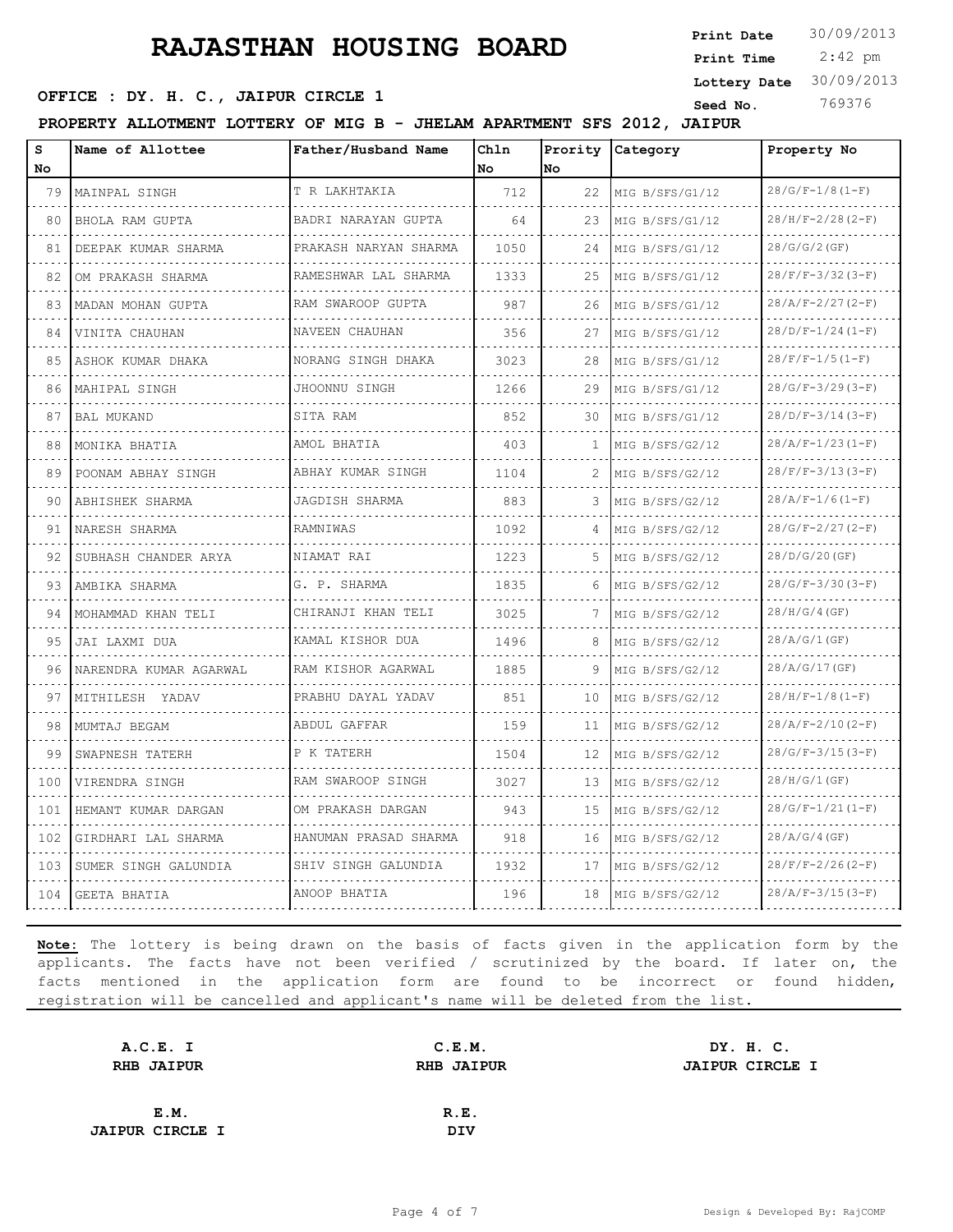# RAJASTHAN HOUSING BOARD

**Print Date** 30/09/2013
**Print Time** 2:42 pm
**Lottery Date** 30/09/2013
**Seed No.** 769376

**OFFICE : DY. H. C., JAIPUR CIRCLE 1**

**PROPERTY ALLOTMENT LOTTERY OF MIG B - JHELAM APARTMENT SFS 2012, JAIPUR**

| S No | Name of Allottee | Father/Husband Name | Chln No | Prority No | Category | Property No |
|---|---|---|---|---|---|---|
| 79 | MAINPAL SINGH | T R LAKHTAKIA | 712 | 22 | MIG B/SFS/G1/12 | 28/G/F-1/8(1-F) |
| 80 | BHOLA RAM GUPTA | BADRI NARAYAN GUPTA | 64 | 23 | MIG B/SFS/G1/12 | 28/H/F-2/28(2-F) |
| 81 | DEEPAK KUMAR SHARMA | PRAKASH NARYAN SHARMA | 1050 | 24 | MIG B/SFS/G1/12 | 28/G/G/2(GF) |
| 82 | OM PRAKASH SHARMA | RAMESHWAR LAL SHARMA | 1333 | 25 | MIG B/SFS/G1/12 | 28/F/F-3/32(3-F) |
| 83 | MADAN MOHAN GUPTA | RAM SWAROOP GUPTA | 987 | 26 | MIG B/SFS/G1/12 | 28/A/F-2/27(2-F) |
| 84 | VINITA CHAUHAN | NAVEEN CHAUHAN | 356 | 27 | MIG B/SFS/G1/12 | 28/D/F-1/24(1-F) |
| 85 | ASHOK KUMAR DHAKA | NORANG SINGH DHAKA | 3023 | 28 | MIG B/SFS/G1/12 | 28/F/F-1/5(1-F) |
| 86 | MAHIPAL SINGH | JHOONNU SINGH | 1266 | 29 | MIG B/SFS/G1/12 | 28/G/F-3/29(3-F) |
| 87 | BAL MUKAND | SITA RAM | 852 | 30 | MIG B/SFS/G1/12 | 28/D/F-3/14(3-F) |
| 88 | MONIKA BHATIA | AMOL BHATIA | 403 | 1 | MIG B/SFS/G2/12 | 28/A/F-1/23(1-F) |
| 89 | POONAM ABHAY SINGH | ABHAY KUMAR SINGH | 1104 | 2 | MIG B/SFS/G2/12 | 28/F/F-3/13(3-F) |
| 90 | ABHISHEK SHARMA | JAGDISH SHARMA | 883 | 3 | MIG B/SFS/G2/12 | 28/A/F-1/6(1-F) |
| 91 | NARESH SHARMA | RAMNIWAS | 1092 | 4 | MIG B/SFS/G2/12 | 28/G/F-2/27(2-F) |
| 92 | SUBHASH CHANDER ARYA | NIAMAT RAI | 1223 | 5 | MIG B/SFS/G2/12 | 28/D/G/20(GF) |
| 93 | AMBIKA SHARMA | G. P. SHARMA | 1835 | 6 | MIG B/SFS/G2/12 | 28/G/F-3/30(3-F) |
| 94 | MOHAMMAD KHAN TELI | CHIRANJI KHAN TELI | 3025 | 7 | MIG B/SFS/G2/12 | 28/H/G/4(GF) |
| 95 | JAI LAXMI DUA | KAMAL KISHOR DUA | 1496 | 8 | MIG B/SFS/G2/12 | 28/A/G/1(GF) |
| 96 | NARENDRA KUMAR AGARWAL | RAM KISHOR AGARWAL | 1885 | 9 | MIG B/SFS/G2/12 | 28/A/G/17(GF) |
| 97 | MITHILESH YADAV | PRABHU DAYAL YADAV | 851 | 10 | MIG B/SFS/G2/12 | 28/H/F-1/8(1-F) |
| 98 | MUMTAJ BEGAM | ABDUL GAFFAR | 159 | 11 | MIG B/SFS/G2/12 | 28/A/F-2/10(2-F) |
| 99 | SWAPNESH TATERH | P K TATERH | 1504 | 12 | MIG B/SFS/G2/12 | 28/G/F-3/15(3-F) |
| 100 | VIRENDRA SINGH | RAM SWAROOP SINGH | 3027 | 13 | MIG B/SFS/G2/12 | 28/H/G/1(GF) |
| 101 | HEMANT KUMAR DARGAN | OM PRAKASH DARGAN | 943 | 15 | MIG B/SFS/G2/12 | 28/G/F-1/21(1-F) |
| 102 | GIRDHARI LAL SHARMA | HANUMAN PRASAD SHARMA | 918 | 16 | MIG B/SFS/G2/12 | 28/A/G/4(GF) |
| 103 | SUMER SINGH GALUNDIA | SHIV SINGH GALUNDIA | 1932 | 17 | MIG B/SFS/G2/12 | 28/F/F-2/26(2-F) |
| 104 | GEETA BHATIA | ANOOP BHATIA | 196 | 18 | MIG B/SFS/G2/12 | 28/A/F-3/15(3-F) |

**Note:** The lottery is being drawn on the basis of facts given in the application form by the applicants. The facts have not been verified / scrutinized by the board. If later on, the facts mentioned in the application form are found to be incorrect or found hidden, registration will be cancelled and applicant's name will be deleted from the list.

| A.C.E. I | C.E.M. | DY. H. C. |
|---|---|---|
| RHB JAIPUR | RHB JAIPUR | JAIPUR CIRCLE I |

| E.M. | R.E. |
|---|---|
| JAIPUR CIRCLE I | DIV |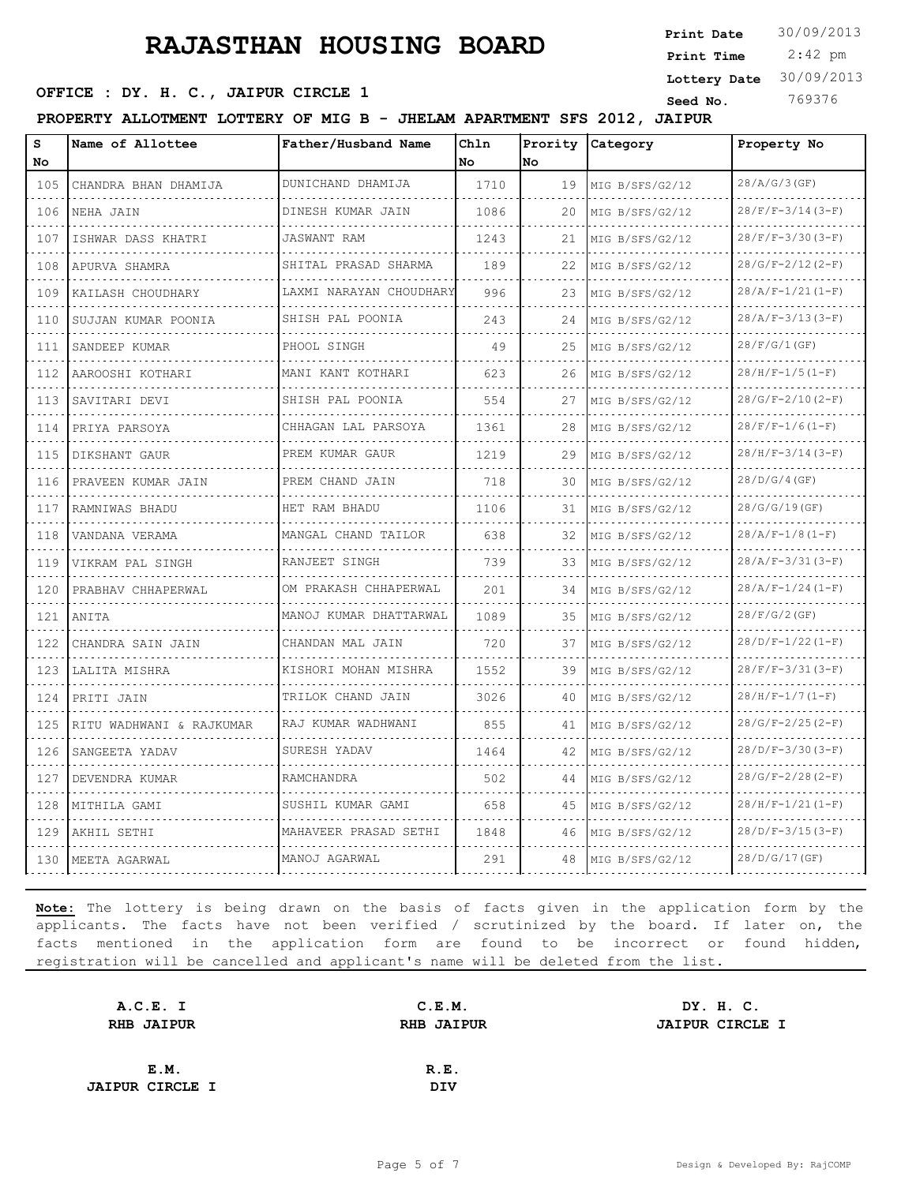# RAJASTHAN HOUSING BOARD

**Print Date** 30/09/2013
**Print Time** 2:42 pm
**Lottery Date** 30/09/2013
**Seed No.** 769376

**OFFICE : DY. H. C., JAIPUR CIRCLE 1**

**PROPERTY ALLOTMENT LOTTERY OF MIG B - JHELAM APARTMENT SFS 2012, JAIPUR**

| S No | Name of Allottee | Father/Husband Name | Chln No | Prority No | Category | Property No |
|---|---|---|---|---|---|---|
| 105 | CHANDRA BHAN DHAMIJA | DUNICHAND DHAMIJA | 1710 | 19 | MIG B/SFS/G2/12 | 28/A/G/3(GF) |
| 106 | NEHA JAIN | DINESH KUMAR JAIN | 1086 | 20 | MIG B/SFS/G2/12 | 28/F/F-3/14(3-F) |
| 107 | ISHWAR DASS KHATRI | JASWANT RAM | 1243 | 21 | MIG B/SFS/G2/12 | 28/F/F-3/30(3-F) |
| 108 | APURVA SHAMRA | SHITAL PRASAD SHARMA | 189 | 22 | MIG B/SFS/G2/12 | 28/G/F-2/12(2-F) |
| 109 | KAILASH CHOUDHARY | LAXMI NARAYAN CHOUDHARY | 996 | 23 | MIG B/SFS/G2/12 | 28/A/F-1/21(1-F) |
| 110 | SUJJAN KUMAR POONIA | SHISH PAL POONIA | 243 | 24 | MIG B/SFS/G2/12 | 28/A/F-3/13(3-F) |
| 111 | SANDEEP KUMAR | PHOOL SINGH | 49 | 25 | MIG B/SFS/G2/12 | 28/F/G/1(GF) |
| 112 | AAROOSHI KOTHARI | MANI KANT KOTHARI | 623 | 26 | MIG B/SFS/G2/12 | 28/H/F-1/5(1-F) |
| 113 | SAVITARI DEVI | SHISH PAL POONIA | 554 | 27 | MIG B/SFS/G2/12 | 28/G/F-2/10(2-F) |
| 114 | PRIYA PARSOYA | CHHAGAN LAL PARSOYA | 1361 | 28 | MIG B/SFS/G2/12 | 28/F/F-1/6(1-F) |
| 115 | DIKSHANT GAUR | PREM KUMAR GAUR | 1219 | 29 | MIG B/SFS/G2/12 | 28/H/F-3/14(3-F) |
| 116 | PRAVEEN KUMAR JAIN | PREM CHAND JAIN | 718 | 30 | MIG B/SFS/G2/12 | 28/D/G/4(GF) |
| 117 | RAMNIWAS BHADU | HET RAM BHADU | 1106 | 31 | MIG B/SFS/G2/12 | 28/G/G/19(GF) |
| 118 | VANDANA VERAMA | MANGAL CHAND TAILOR | 638 | 32 | MIG B/SFS/G2/12 | 28/A/F-1/8(1-F) |
| 119 | VIKRAM PAL SINGH | RANJEET SINGH | 739 | 33 | MIG B/SFS/G2/12 | 28/A/F-3/31(3-F) |
| 120 | PRABHAV CHHAPERWAL | OM PRAKASH CHHAPERWAL | 201 | 34 | MIG B/SFS/G2/12 | 28/A/F-1/24(1-F) |
| 121 | ANITA | MANOJ KUMAR DHATTARWAL | 1089 | 35 | MIG B/SFS/G2/12 | 28/F/G/2(GF) |
| 122 | CHANDRA SAIN JAIN | CHANDAN MAL JAIN | 720 | 37 | MIG B/SFS/G2/12 | 28/D/F-1/22(1-F) |
| 123 | LALITA MISHRA | KISHORI MOHAN MISHRA | 1552 | 39 | MIG B/SFS/G2/12 | 28/F/F-3/31(3-F) |
| 124 | PRITI JAIN | TRILOK CHAND JAIN | 3026 | 40 | MIG B/SFS/G2/12 | 28/H/F-1/7(1-F) |
| 125 | RITU WADHWANI & RAJKUMAR | RAJ KUMAR WADHWANI | 855 | 41 | MIG B/SFS/G2/12 | 28/G/F-2/25(2-F) |
| 126 | SANGEETA YADAV | SURESH YADAV | 1464 | 42 | MIG B/SFS/G2/12 | 28/D/F-3/30(3-F) |
| 127 | DEVENDRA KUMAR | RAMCHANDRA | 502 | 44 | MIG B/SFS/G2/12 | 28/G/F-2/28(2-F) |
| 128 | MITHILA GAMI | SUSHIL KUMAR GAMI | 658 | 45 | MIG B/SFS/G2/12 | 28/H/F-1/21(1-F) |
| 129 | AKHIL SETHI | MAHAVEER PRASAD SETHI | 1848 | 46 | MIG B/SFS/G2/12 | 28/D/F-3/15(3-F) |
| 130 | MEETA AGARWAL | MANOJ AGARWAL | 291 | 48 | MIG B/SFS/G2/12 | 28/D/G/17(GF) |

**Note:** The lottery is being drawn on the basis of facts given in the application form by the applicants. The facts have not been verified / scrutinized by the board. If later on, the facts mentioned in the application form are found to be incorrect or found hidden, registration will be cancelled and applicant's name will be deleted from the list.

**A.C.E. I**
**RHB JAIPUR**

**C.E.M.**
**RHB JAIPUR**

**DY. H. C.**
**JAIPUR CIRCLE I**

**E.M.**
**JAIPUR CIRCLE I**

**R.E.**
**DIV**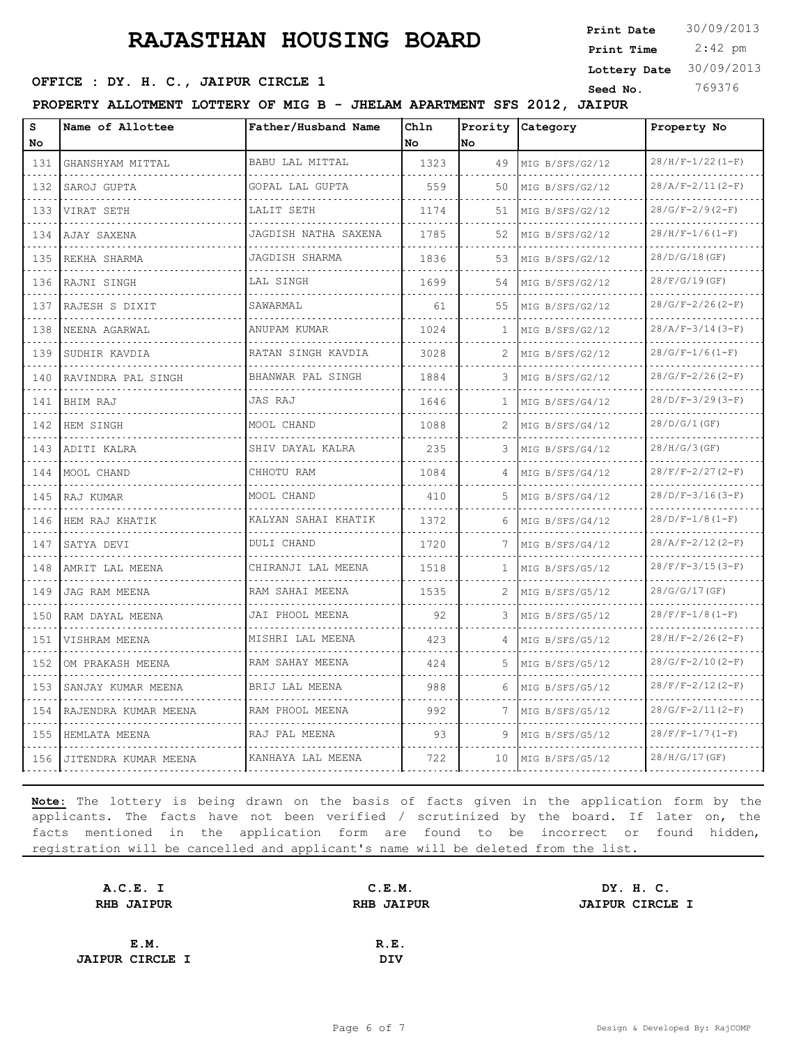# RAJASTHAN HOUSING BOARD

**Print Date** 30/09/2013
**Print Time** 2:42 pm
**Lottery Date** 30/09/2013
**Seed No.** 769376

**OFFICE : DY. H. C., JAIPUR CIRCLE 1**

**PROPERTY ALLOTMENT LOTTERY OF MIG B - JHELAM APARTMENT SFS 2012, JAIPUR**

| S No | Name of Allottee | Father/Husband Name | Chln No | Prority No | Category | Property No |
|---|---|---|---|---|---|---|
| 131 | GHANSHYAM MITTAL | BABU LAL MITTAL | 1323 | 49 | MIG B/SFS/G2/12 | 28/H/F-1/22(1-F) |
| 132 | SAROJ GUPTA | GOPAL LAL GUPTA | 559 | 50 | MIG B/SFS/G2/12 | 28/A/F-2/11(2-F) |
| 133 | VIRAT SETH | LALIT SETH | 1174 | 51 | MIG B/SFS/G2/12 | 28/G/F-2/9(2-F) |
| 134 | AJAY SAXENA | JAGDISH NATHA SAXENA | 1785 | 52 | MIG B/SFS/G2/12 | 28/H/F-1/6(1-F) |
| 135 | REKHA SHARMA | JAGDISH SHARMA | 1836 | 53 | MIG B/SFS/G2/12 | 28/D/G/18(GF) |
| 136 | RAJNI SINGH | LAL SINGH | 1699 | 54 | MIG B/SFS/G2/12 | 28/F/G/19(GF) |
| 137 | RAJESH S DIXIT | SAWARMAL | 61 | 55 | MIG B/SFS/G2/12 | 28/G/F-2/26(2-F) |
| 138 | NEENA AGARWAL | ANUPAM KUMAR | 1024 | 1 | MIG B/SFS/G2/12 | 28/A/F-3/14(3-F) |
| 139 | SUDHIR KAVDIA | RATAN SINGH KAVDIA | 3028 | 2 | MIG B/SFS/G2/12 | 28/G/F-1/6(1-F) |
| 140 | RAVINDRA PAL SINGH | BHANWAR PAL SINGH | 1884 | 3 | MIG B/SFS/G2/12 | 28/G/F-2/26(2-F) |
| 141 | BHIM RAJ | JAS RAJ | 1646 | 1 | MIG B/SFS/G4/12 | 28/D/F-3/29(3-F) |
| 142 | HEM SINGH | MOOL CHAND | 1088 | 2 | MIG B/SFS/G4/12 | 28/D/G/1(GF) |
| 143 | ADITI KALRA | SHIV DAYAL KALRA | 235 | 3 | MIG B/SFS/G4/12 | 28/H/G/3(GF) |
| 144 | MOOL CHAND | CHHOTU RAM | 1084 | 4 | MIG B/SFS/G4/12 | 28/F/F-2/27(2-F) |
| 145 | RAJ KUMAR | MOOL CHAND | 410 | 5 | MIG B/SFS/G4/12 | 28/D/F-3/16(3-F) |
| 146 | HEM RAJ KHATIK | KALYAN SAHAI KHATIK | 1372 | 6 | MIG B/SFS/G4/12 | 28/D/F-1/8(1-F) |
| 147 | SATYA DEVI | DULI CHAND | 1720 | 7 | MIG B/SFS/G4/12 | 28/A/F-2/12(2-F) |
| 148 | AMRIT LAL MEENA | CHIRANJI LAL MEENA | 1518 | 1 | MIG B/SFS/G5/12 | 28/F/F-3/15(3-F) |
| 149 | JAG RAM MEENA | RAM SAHAI MEENA | 1535 | 2 | MIG B/SFS/G5/12 | 28/G/G/17(GF) |
| 150 | RAM DAYAL MEENA | JAI PHOOL MEENA | 92 | 3 | MIG B/SFS/G5/12 | 28/F/F-1/8(1-F) |
| 151 | VISHRAM MEENA | MISHRI LAL MEENA | 423 | 4 | MIG B/SFS/G5/12 | 28/H/F-2/26(2-F) |
| 152 | OM PRAKASH MEENA | RAM SAHAY MEENA | 424 | 5 | MIG B/SFS/G5/12 | 28/G/F-2/10(2-F) |
| 153 | SANJAY KUMAR MEENA | BRIJ LAL MEENA | 988 | 6 | MIG B/SFS/G5/12 | 28/F/F-2/12(2-F) |
| 154 | RAJENDRA KUMAR MEENA | RAM PHOOL MEENA | 992 | 7 | MIG B/SFS/G5/12 | 28/G/F-2/11(2-F) |
| 155 | HEMLATA MEENA | RAJ PAL MEENA | 93 | 9 | MIG B/SFS/G5/12 | 28/F/F-1/7(1-F) |
| 156 | JITENDRA KUMAR MEENA | KANHAYA LAL MEENA | 722 | 10 | MIG B/SFS/G5/12 | 28/H/G/17(GF) |

**Note:** The lottery is being drawn on the basis of facts given in the application form by the applicants. The facts have not been verified / scrutinized by the board. If later on, the facts mentioned in the application form are found to be incorrect or found hidden, registration will be cancelled and applicant's name will be deleted from the list.

**A.C.E. I**
**RHB JAIPUR**

**C.E.M.**
**RHB JAIPUR**

**DY. H. C.**
**JAIPUR CIRCLE I**

**E.M.**
**JAIPUR CIRCLE I**

**R.E.**
**DIV**

Design & Developed By: RajCOMP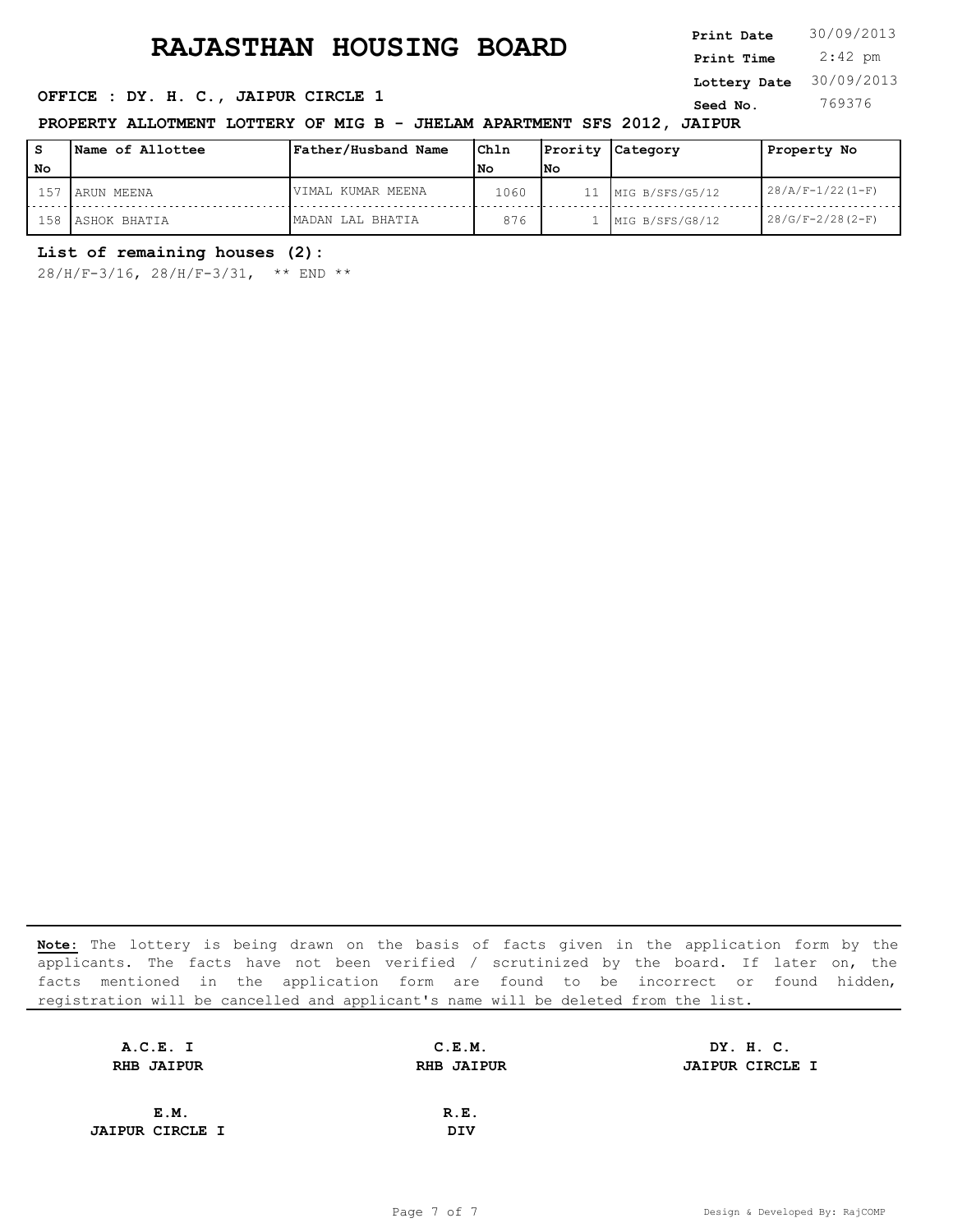# RAJASTHAN HOUSING BOARD

**Print Date** 30/09/2013
**Print Time** 2:42 pm
**Lottery Date** 30/09/2013
**Seed No.** 769376

**OFFICE : DY. H. C., JAIPUR CIRCLE 1**

**PROPERTY ALLOTMENT LOTTERY OF MIG B - JHELAM APARTMENT SFS 2012, JAIPUR**

| S No | Name of Allottee | Father/Husband Name | Chln No | Prority No | Category | Property No |
|---|---|---|---|---|---|---|
| 157 | ARUN MEENA | VIMAL KUMAR MEENA | 1060 | 11 | MIG B/SFS/G5/12 | 28/A/F-1/22(1-F) |
| 158 | ASHOK BHATIA | MADAN LAL BHATIA | 876 | 1 | MIG B/SFS/G8/12 | 28/G/F-2/28(2-F) |

**List of remaining houses (2):**

28/H/F-3/16, 28/H/F-3/31, ** END **

**Note:** The lottery is being drawn on the basis of facts given in the application form by the applicants. The facts have not been verified / scrutinized by the board. If later on, the facts mentioned in the application form are found to be incorrect or found hidden, registration will be cancelled and applicant's name will be deleted from the list.

**A.C.E. I**
**RHB JAIPUR**

**C.E.M.**
**RHB JAIPUR**

**DY. H. C.**
**JAIPUR CIRCLE I**

**E.M.**
**JAIPUR CIRCLE I**

**R.E.**
**DIV**

Design & Developed By: RajCOMP